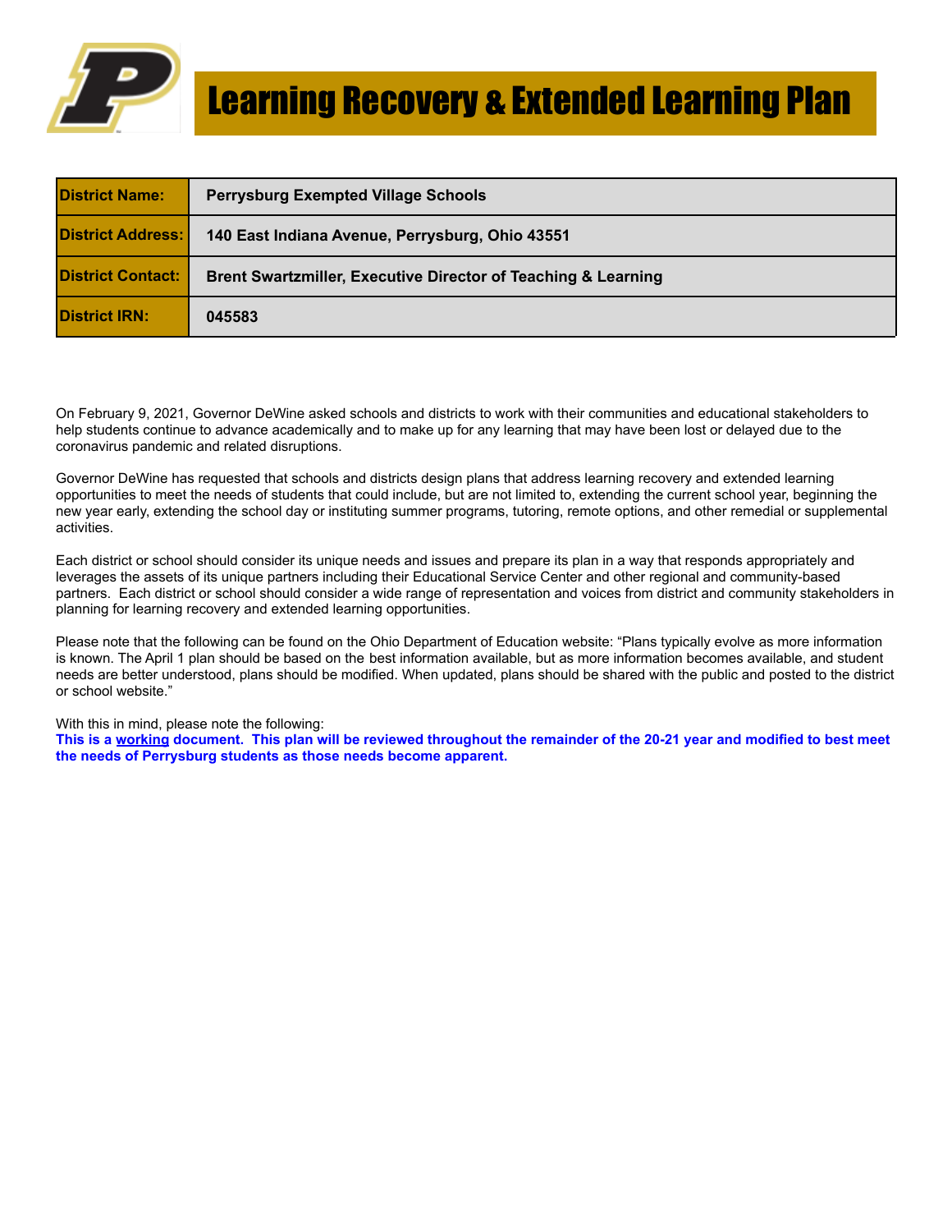# Learning Recovery & Extended Learning Plan

| District Name: | Perrysburg Exempted Village Schools |
|---|---|
| District Address: | 140 East Indiana Avenue, Perrysburg, Ohio 43551 |
| District Contact: | Brent Swartzmiller, Executive Director of Teaching & Learning |
| District IRN: | 045583 |

On February 9, 2021, Governor DeWine asked schools and districts to work with their communities and educational stakeholders to help students continue to advance academically and to make up for any learning that may have been lost or delayed due to the coronavirus pandemic and related disruptions.

Governor DeWine has requested that schools and districts design plans that address learning recovery and extended learning opportunities to meet the needs of students that could include, but are not limited to, extending the current school year, beginning the new year early, extending the school day or instituting summer programs, tutoring, remote options, and other remedial or supplemental activities.

Each district or school should consider its unique needs and issues and prepare its plan in a way that responds appropriately and leverages the assets of its unique partners including their Educational Service Center and other regional and community-based partners. Each district or school should consider a wide range of representation and voices from district and community stakeholders in planning for learning recovery and extended learning opportunities.

Please note that the following can be found on the Ohio Department of Education website: "Plans typically evolve as more information is known. The April 1 plan should be based on the best information available, but as more information becomes available, and student needs are better understood, plans should be modified. When updated, plans should be shared with the public and posted to the district or school website."

With this in mind, please note the following:
**This is a working document. This plan will be reviewed throughout the remainder of the 20-21 year and modified to best meet the needs of Perrysburg students as those needs become apparent.**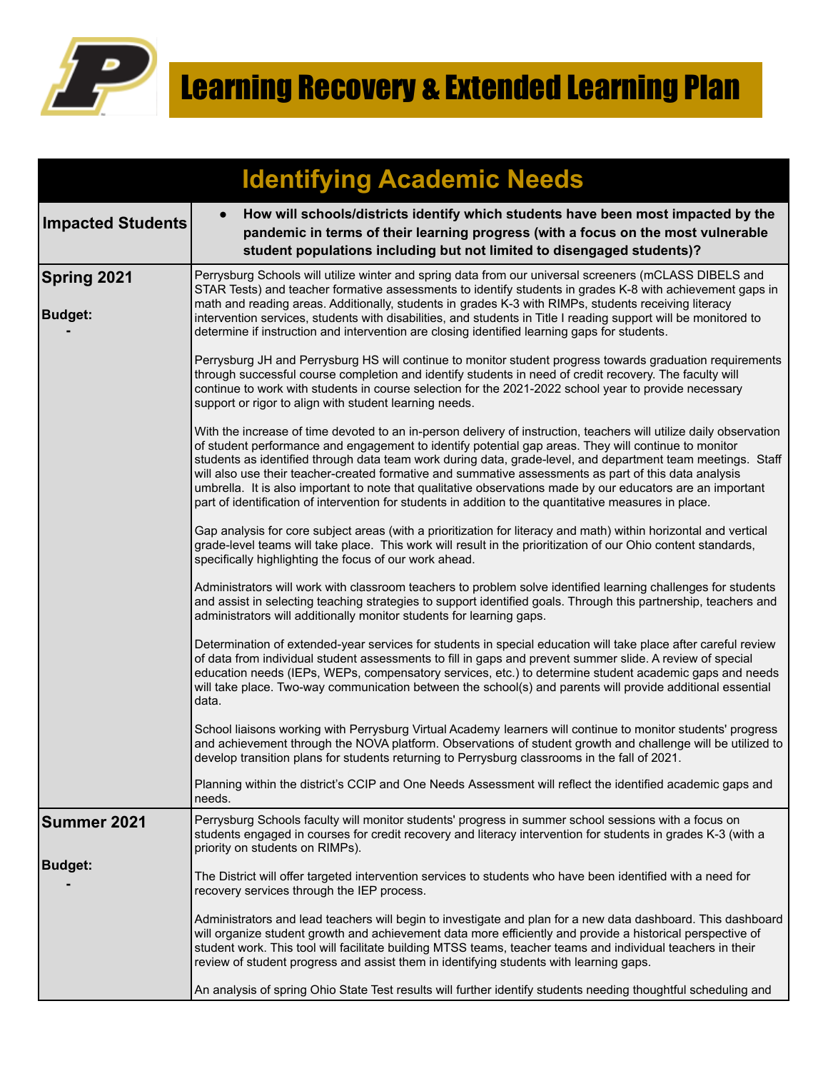# Learning Recovery & Extended Learning Plan

## Identifying Academic Needs

| Impacted Students | • **How will schools/districts identify which students have been most impacted by the pandemic in terms of their learning progress (with a focus on the most vulnerable student populations including but not limited to disengaged students)?** |
|---|---|
| **Spring 2021**<br><br>**Budget:**<br>- | Perrysburg Schools will utilize winter and spring data from our universal screeners (mCLASS DIBELS and STAR Tests) and teacher formative assessments to identify students in grades K-8 with achievement gaps in math and reading areas. Additionally, students in grades K-3 with RIMPs, students receiving literacy intervention services, students with disabilities, and students in Title I reading support will be monitored to determine if instruction and intervention are closing identified learning gaps for students.<br><br>Perrysburg JH and Perrysburg HS will continue to monitor student progress towards graduation requirements through successful course completion and identify students in need of credit recovery. The faculty will continue to work with students in course selection for the 2021-2022 school year to provide necessary support or rigor to align with student learning needs.<br><br>With the increase of time devoted to an in-person delivery of instruction, teachers will utilize daily observation of student performance and engagement to identify potential gap areas. They will continue to monitor students as identified through data team work during data, grade-level, and department team meetings. Staff will also use their teacher-created formative and summative assessments as part of this data analysis umbrella. It is also important to note that qualitative observations made by our educators are an important part of identification of intervention for students in addition to the quantitative measures in place.<br><br>Gap analysis for core subject areas (with a prioritization for literacy and math) within horizontal and vertical grade-level teams will take place. This work will result in the prioritization of our Ohio content standards, specifically highlighting the focus of our work ahead.<br><br>Administrators will work with classroom teachers to problem solve identified learning challenges for students and assist in selecting teaching strategies to support identified goals. Through this partnership, teachers and administrators will additionally monitor students for learning gaps.<br><br>Determination of extended-year services for students in special education will take place after careful review of data from individual student assessments to fill in gaps and prevent summer slide. A review of special education needs (IEPs, WEPs, compensatory services, etc.) to determine student academic gaps and needs will take place. Two-way communication between the school(s) and parents will provide additional essential data.<br><br>School liaisons working with Perrysburg Virtual Academy learners will continue to monitor students' progress and achievement through the NOVA platform. Observations of student growth and challenge will be utilized to develop transition plans for students returning to Perrysburg classrooms in the fall of 2021.<br><br>Planning within the district's CCIP and One Needs Assessment will reflect the identified academic gaps and needs. |
| **Summer 2021**<br><br>**Budget:**<br>- | Perrysburg Schools faculty will monitor students' progress in summer school sessions with a focus on students engaged in courses for credit recovery and literacy intervention for students in grades K-3 (with a priority on students on RIMPs).<br><br>The District will offer targeted intervention services to students who have been identified with a need for recovery services through the IEP process.<br><br>Administrators and lead teachers will begin to investigate and plan for a new data dashboard. This dashboard will organize student growth and achievement data more efficiently and provide a historical perspective of student work. This tool will facilitate building MTSS teams, teacher teams and individual teachers in their review of student progress and assist them in identifying students with learning gaps.<br><br>An analysis of spring Ohio State Test results will further identify students needing thoughtful scheduling and |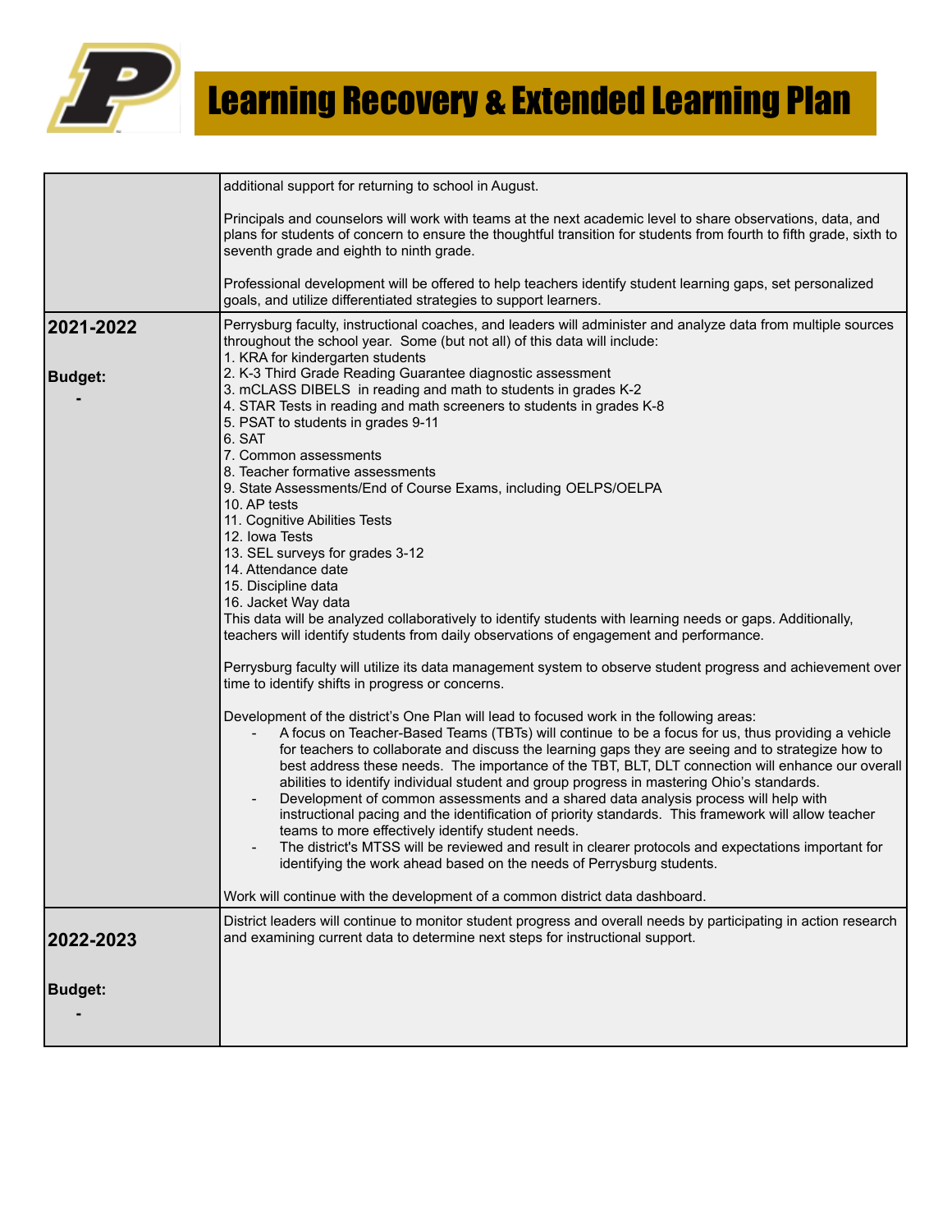# Learning Recovery & Extended Learning Plan

| | |
|---|---|
| | additional support for returning to school in August.<br><br>Principals and counselors will work with teams at the next academic level to share observations, data, and plans for students of concern to ensure the thoughtful transition for students from fourth to fifth grade, sixth to seventh grade and eighth to ninth grade.<br><br>Professional development will be offered to help teachers identify student learning gaps, set personalized goals, and utilize differentiated strategies to support learners. |
| **2021-2022**<br><br>**Budget:**<br>- | Perrysburg faculty, instructional coaches, and leaders will administer and analyze data from multiple sources throughout the school year. Some (but not all) of this data will include:<br>1. KRA for kindergarten students<br>2. K-3 Third Grade Reading Guarantee diagnostic assessment<br>3. mCLASS DIBELS in reading and math to students in grades K-2<br>4. STAR Tests in reading and math screeners to students in grades K-8<br>5. PSAT to students in grades 9-11<br>6. SAT<br>7. Common assessments<br>8. Teacher formative assessments<br>9. State Assessments/End of Course Exams, including OELPS/OELPA<br>10. AP tests<br>11. Cognitive Abilities Tests<br>12. Iowa Tests<br>13. SEL surveys for grades 3-12<br>14. Attendance date<br>15. Discipline data<br>16. Jacket Way data<br>This data will be analyzed collaboratively to identify students with learning needs or gaps. Additionally, teachers will identify students from daily observations of engagement and performance.<br><br>Perrysburg faculty will utilize its data management system to observe student progress and achievement over time to identify shifts in progress or concerns.<br><br>Development of the district's One Plan will lead to focused work in the following areas:<br>- A focus on Teacher-Based Teams (TBTs) will continue to be a focus for us, thus providing a vehicle for teachers to collaborate and discuss the learning gaps they are seeing and to strategize how to best address these needs. The importance of the TBT, BLT, DLT connection will enhance our overall abilities to identify individual student and group progress in mastering Ohio's standards.<br>- Development of common assessments and a shared data analysis process will help with instructional pacing and the identification of priority standards. This framework will allow teacher teams to more effectively identify student needs.<br>- The district's MTSS will be reviewed and result in clearer protocols and expectations important for identifying the work ahead based on the needs of Perrysburg students.<br><br>Work will continue with the development of a common district data dashboard. |
| **2022-2023**<br><br>**Budget:**<br>- | District leaders will continue to monitor student progress and overall needs by participating in action research and examining current data to determine next steps for instructional support. |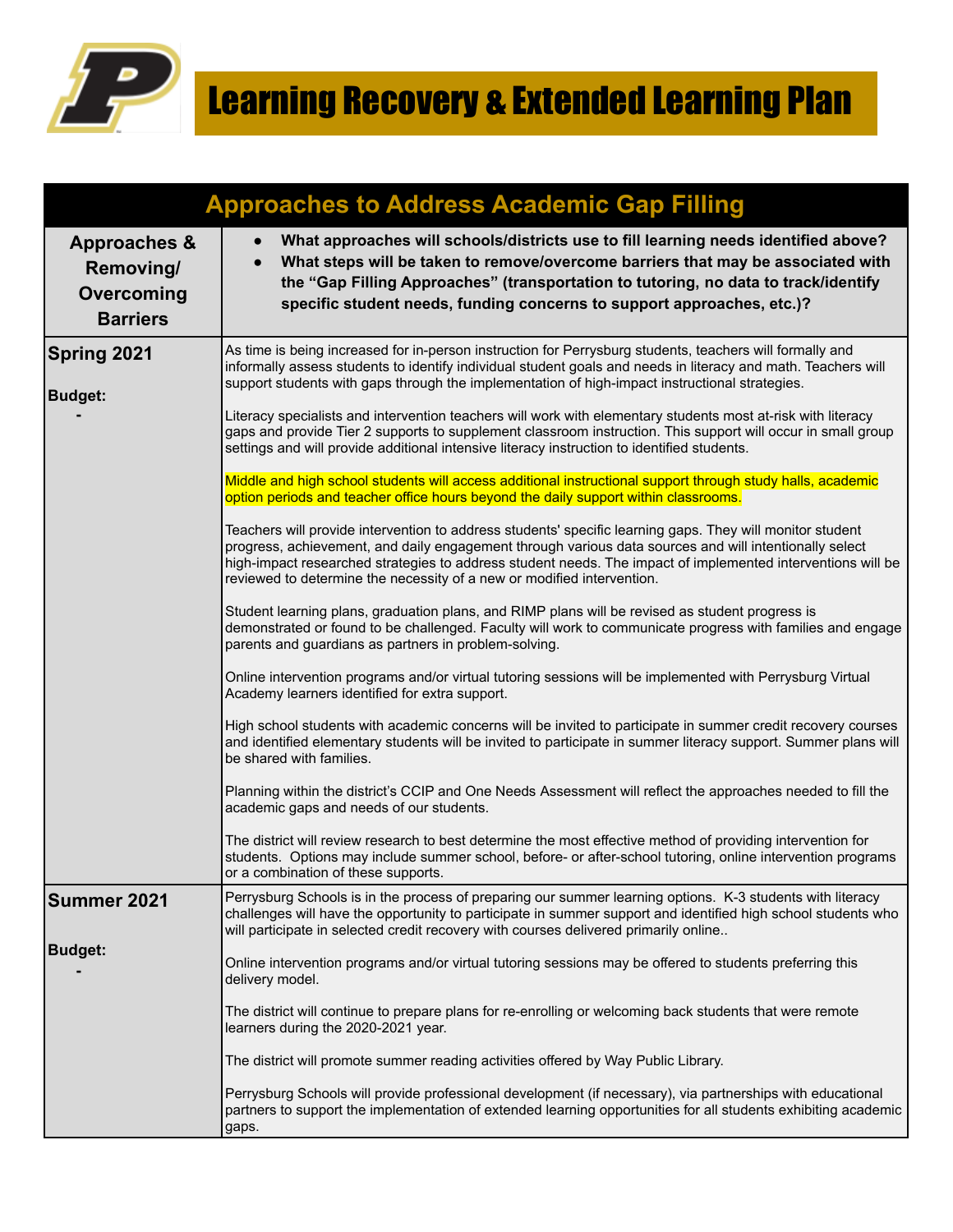# Learning Recovery & Extended Learning Plan

| Approaches to Address Academic Gap Filling | |
|---|---|
| **Approaches & Removing/ Overcoming Barriers** | • **What approaches will schools/districts use to fill learning needs identified above?** <br> • **What steps will be taken to remove/overcome barriers that may be associated with the "Gap Filling Approaches" (transportation to tutoring, no data to track/identify specific student needs, funding concerns to support approaches, etc.)?** |
| **Spring 2021** <br><br> **Budget:** <br> - | As time is being increased for in-person instruction for Perrysburg students, teachers will formally and informally assess students to identify individual student goals and needs in literacy and math. Teachers will support students with gaps through the implementation of high-impact instructional strategies. <br><br> Literacy specialists and intervention teachers will work with elementary students most at-risk with literacy gaps and provide Tier 2 supports to supplement classroom instruction. This support will occur in small group settings and will provide additional intensive literacy instruction to identified students. <br><br> Middle and high school students will access additional instructional support through study halls, academic option periods and teacher office hours beyond the daily support within classrooms. <br><br> Teachers will provide intervention to address students' specific learning gaps. They will monitor student progress, achievement, and daily engagement through various data sources and will intentionally select high-impact researched strategies to address student needs. The impact of implemented interventions will be reviewed to determine the necessity of a new or modified intervention. <br><br> Student learning plans, graduation plans, and RIMP plans will be revised as student progress is demonstrated or found to be challenged. Faculty will work to communicate progress with families and engage parents and guardians as partners in problem-solving. <br><br> Online intervention programs and/or virtual tutoring sessions will be implemented with Perrysburg Virtual Academy learners identified for extra support. <br><br> High school students with academic concerns will be invited to participate in summer credit recovery courses and identified elementary students will be invited to participate in summer literacy support. Summer plans will be shared with families. <br><br> Planning within the district's CCIP and One Needs Assessment will reflect the approaches needed to fill the academic gaps and needs of our students. <br><br> The district will review research to best determine the most effective method of providing intervention for students. Options may include summer school, before- or after-school tutoring, online intervention programs or a combination of these supports. |
| **Summer 2021** <br><br> **Budget:** <br> - | Perrysburg Schools is in the process of preparing our summer learning options. K-3 students with literacy challenges will have the opportunity to participate in summer support and identified high school students who will participate in selected credit recovery with courses delivered primarily online.. <br><br> Online intervention programs and/or virtual tutoring sessions may be offered to students preferring this delivery model. <br><br> The district will continue to prepare plans for re-enrolling or welcoming back students that were remote learners during the 2020-2021 year. <br><br> The district will promote summer reading activities offered by Way Public Library. <br><br> Perrysburg Schools will provide professional development (if necessary), via partnerships with educational partners to support the implementation of extended learning opportunities for all students exhibiting academic gaps. |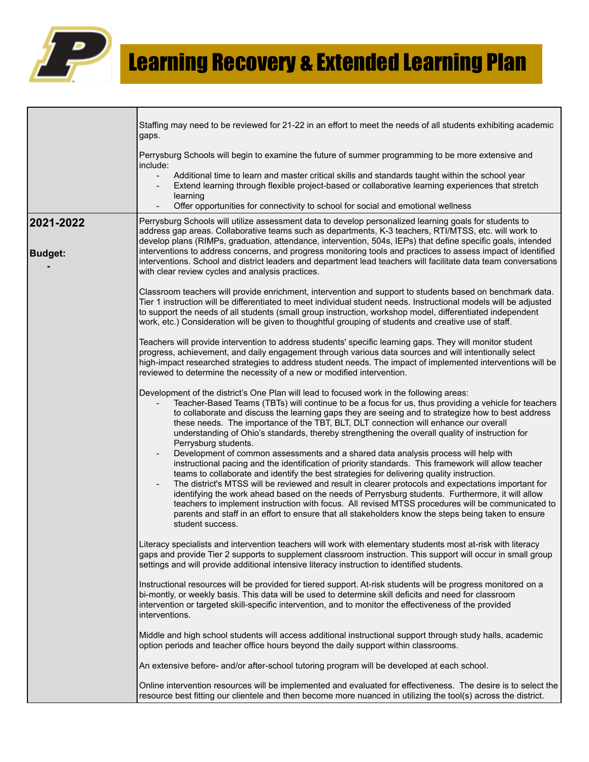# Learning Recovery & Extended Learning Plan

| | |
|---|---|
| | Staffing may need to be reviewed for 21-22 in an effort to meet the needs of all students exhibiting academic gaps.<br><br>Perrysburg Schools will begin to examine the future of summer programming to be more extensive and include:<br>- Additional time to learn and master critical skills and standards taught within the school year<br>- Extend learning through flexible project-based or collaborative learning experiences that stretch learning<br>- Offer opportunities for connectivity to school for social and emotional wellness |
| **2021-2022**<br><br>**Budget:**<br>**-** | Perrysburg Schools will utilize assessment data to develop personalized learning goals for students to address gap areas. Collaborative teams such as departments, K-3 teachers, RTI/MTSS, etc. will work to develop plans (RIMPs, graduation, attendance, intervention, 504s, IEPs) that define specific goals, intended interventions to address concerns, and progress monitoring tools and practices to assess impact of identified interventions. School and district leaders and department lead teachers will facilitate data team conversations with clear review cycles and analysis practices.<br><br>Classroom teachers will provide enrichment, intervention and support to students based on benchmark data. Tier 1 instruction will be differentiated to meet individual student needs. Instructional models will be adjusted to support the needs of all students (small group instruction, workshop model, differentiated independent work, etc.) Consideration will be given to thoughtful grouping of students and creative use of staff.<br><br>Teachers will provide intervention to address students' specific learning gaps. They will monitor student progress, achievement, and daily engagement through various data sources and will intentionally select high-impact researched strategies to address student needs. The impact of implemented interventions will be reviewed to determine the necessity of a new or modified intervention.<br><br>Development of the district's One Plan will lead to focused work in the following areas:<br>- Teacher-Based Teams (TBTs) will continue to be a focus for us, thus providing a vehicle for teachers to collaborate and discuss the learning gaps they are seeing and to strategize how to best address these needs. The importance of the TBT, BLT, DLT connection will enhance our overall understanding of Ohio's standards, thereby strengthening the overall quality of instruction for Perrysburg students.<br>- Development of common assessments and a shared data analysis process will help with instructional pacing and the identification of priority standards. This framework will allow teacher teams to collaborate and identify the best strategies for delivering quality instruction.<br>- The district's MTSS will be reviewed and result in clearer protocols and expectations important for identifying the work ahead based on the needs of Perrysburg students. Furthermore, it will allow teachers to implement instruction with focus. All revised MTSS procedures will be communicated to parents and staff in an effort to ensure that all stakeholders know the steps being taken to ensure student success.<br><br>Literacy specialists and intervention teachers will work with elementary students most at-risk with literacy gaps and provide Tier 2 supports to supplement classroom instruction. This support will occur in small group settings and will provide additional intensive literacy instruction to identified students.<br><br>Instructional resources will be provided for tiered support. At-risk students will be progress monitored on a bi-montly, or weekly basis. This data will be used to determine skill deficits and need for classroom intervention or targeted skill-specific intervention, and to monitor the effectiveness of the provided interventions.<br><br>Middle and high school students will access additional instructional support through study halls, academic option periods and teacher office hours beyond the daily support within classrooms.<br><br>An extensive before- and/or after-school tutoring program will be developed at each school.<br><br>Online intervention resources will be implemented and evaluated for effectiveness. The desire is to select the resource best fitting our clientele and then become more nuanced in utilizing the tool(s) across the district. |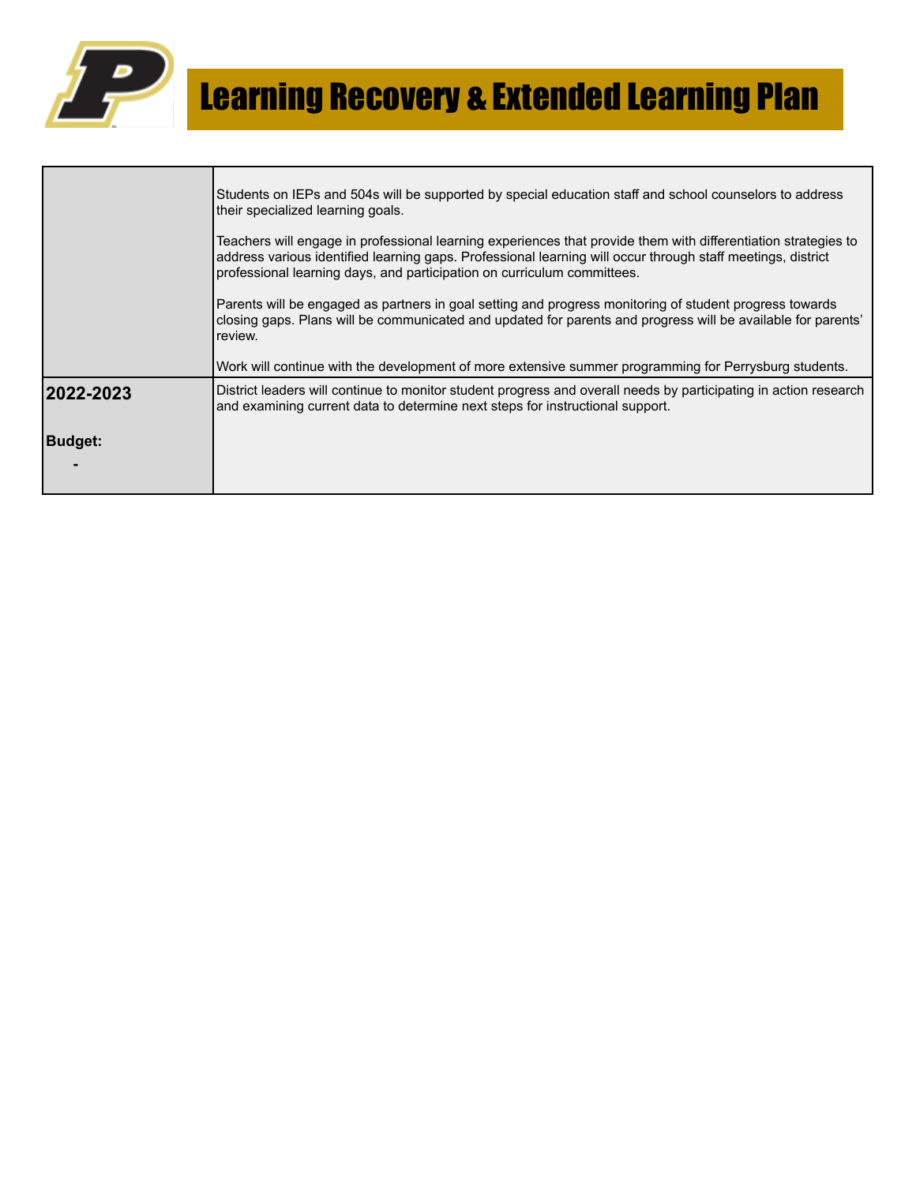# Learning Recovery & Extended Learning Plan

| | |
|---|---|
| | Students on IEPs and 504s will be supported by special education staff and school counselors to address their specialized learning goals.<br><br>Teachers will engage in professional learning experiences that provide them with differentiation strategies to address various identified learning gaps. Professional learning will occur through staff meetings, district professional learning days, and participation on curriculum committees.<br><br>Parents will be engaged as partners in goal setting and progress monitoring of student progress towards closing gaps. Plans will be communicated and updated for parents and progress will be available for parents' review.<br><br>Work will continue with the development of more extensive summer programming for Perrysburg students. |
| **2022-2023**<br><br>**Budget:**<br>**-** | District leaders will continue to monitor student progress and overall needs by participating in action research and examining current data to determine next steps for instructional support. |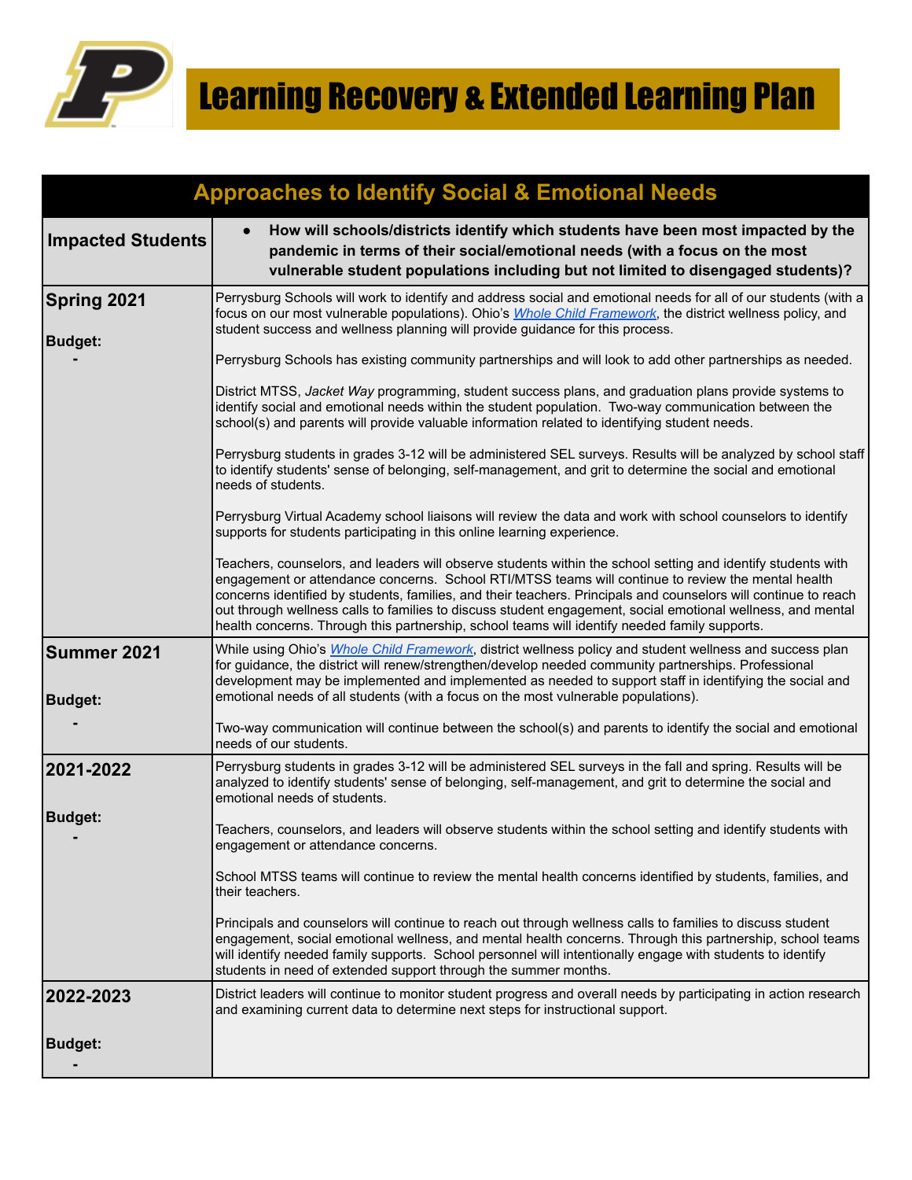# Learning Recovery & Extended Learning Plan

| Approaches to Identify Social & Emotional Needs | |
|---|---|
| **Impacted Students** | • **How will schools/districts identify which students have been most impacted by the pandemic in terms of their social/emotional needs (with a focus on the most vulnerable student populations including but not limited to disengaged students)?** |
| **Spring 2021**<br><br>**Budget:**<br>- | Perrysburg Schools will work to identify and address social and emotional needs for all of our students (with a focus on our most vulnerable populations). Ohio's *Whole Child Framework*, the district wellness policy, and student success and wellness planning will provide guidance for this process.<br><br>Perrysburg Schools has existing community partnerships and will look to add other partnerships as needed.<br><br>District MTSS, *Jacket Way* programming, student success plans, and graduation plans provide systems to identify social and emotional needs within the student population. Two-way communication between the school(s) and parents will provide valuable information related to identifying student needs.<br><br>Perrysburg students in grades 3-12 will be administered SEL surveys. Results will be analyzed by school staff to identify students' sense of belonging, self-management, and grit to determine the social and emotional needs of students.<br><br>Perrysburg Virtual Academy school liaisons will review the data and work with school counselors to identify supports for students participating in this online learning experience.<br><br>Teachers, counselors, and leaders will observe students within the school setting and identify students with engagement or attendance concerns. School RTI/MTSS teams will continue to review the mental health concerns identified by students, families, and their teachers. Principals and counselors will continue to reach out through wellness calls to families to discuss student engagement, social emotional wellness, and mental health concerns. Through this partnership, school teams will identify needed family supports. |
| **Summer 2021**<br><br>**Budget:**<br>- | While using Ohio's *Whole Child Framework*, district wellness policy and student wellness and success plan for guidance, the district will renew/strengthen/develop needed community partnerships. Professional development may be implemented and implemented as needed to support staff in identifying the social and emotional needs of all students (with a focus on the most vulnerable populations).<br><br>Two-way communication will continue between the school(s) and parents to identify the social and emotional needs of our students. |
| **2021-2022**<br><br>**Budget:**<br>- | Perrysburg students in grades 3-12 will be administered SEL surveys in the fall and spring. Results will be analyzed to identify students' sense of belonging, self-management, and grit to determine the social and emotional needs of students.<br><br>Teachers, counselors, and leaders will observe students within the school setting and identify students with engagement or attendance concerns.<br><br>School MTSS teams will continue to review the mental health concerns identified by students, families, and their teachers.<br><br>Principals and counselors will continue to reach out through wellness calls to families to discuss student engagement, social emotional wellness, and mental health concerns. Through this partnership, school teams will identify needed family supports. School personnel will intentionally engage with students to identify students in need of extended support through the summer months. |
| **2022-2023**<br><br>**Budget:**<br>- | District leaders will continue to monitor student progress and overall needs by participating in action research and examining current data to determine next steps for instructional support. |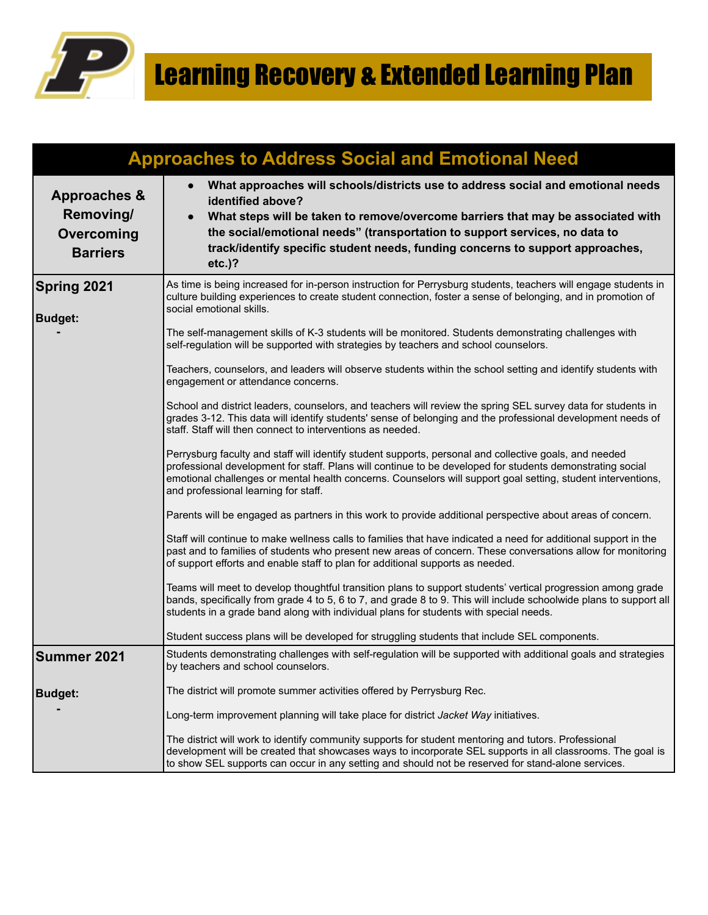# Learning Recovery & Extended Learning Plan

| Approaches to Address Social and Emotional Need | |
|---|---|
| **Approaches & Removing/ Overcoming Barriers** | • **What approaches will schools/districts use to address social and emotional needs identified above?**<br>• **What steps will be taken to remove/overcome barriers that may be associated with the social/emotional needs" (transportation to support services, no data to track/identify specific student needs, funding concerns to support approaches, etc.)?** |
| **Spring 2021**<br><br>**Budget:**<br>- | As time is being increased for in-person instruction for Perrysburg students, teachers will engage students in culture building experiences to create student connection, foster a sense of belonging, and in promotion of social emotional skills.<br><br>The self-management skills of K-3 students will be monitored. Students demonstrating challenges with self-regulation will be supported with strategies by teachers and school counselors.<br><br>Teachers, counselors, and leaders will observe students within the school setting and identify students with engagement or attendance concerns.<br><br>School and district leaders, counselors, and teachers will review the spring SEL survey data for students in grades 3-12. This data will identify students' sense of belonging and the professional development needs of staff. Staff will then connect to interventions as needed.<br><br>Perrysburg faculty and staff will identify student supports, personal and collective goals, and needed professional development for staff. Plans will continue to be developed for students demonstrating social emotional challenges or mental health concerns. Counselors will support goal setting, student interventions, and professional learning for staff.<br><br>Parents will be engaged as partners in this work to provide additional perspective about areas of concern.<br><br>Staff will continue to make wellness calls to families that have indicated a need for additional support in the past and to families of students who present new areas of concern. These conversations allow for monitoring of support efforts and enable staff to plan for additional supports as needed.<br><br>Teams will meet to develop thoughtful transition plans to support students' vertical progression among grade bands, specifically from grade 4 to 5, 6 to 7, and grade 8 to 9. This will include schoolwide plans to support all students in a grade band along with individual plans for students with special needs.<br><br>Student success plans will be developed for struggling students that include SEL components. |
| **Summer 2021**<br><br>**Budget:**<br>- | Students demonstrating challenges with self-regulation will be supported with additional goals and strategies by teachers and school counselors.<br><br>The district will promote summer activities offered by Perrysburg Rec.<br><br>Long-term improvement planning will take place for district *Jacket Way* initiatives.<br><br>The district will work to identify community supports for student mentoring and tutors. Professional development will be created that showcases ways to incorporate SEL supports in all classrooms. The goal is to show SEL supports can occur in any setting and should not be reserved for stand-alone services. |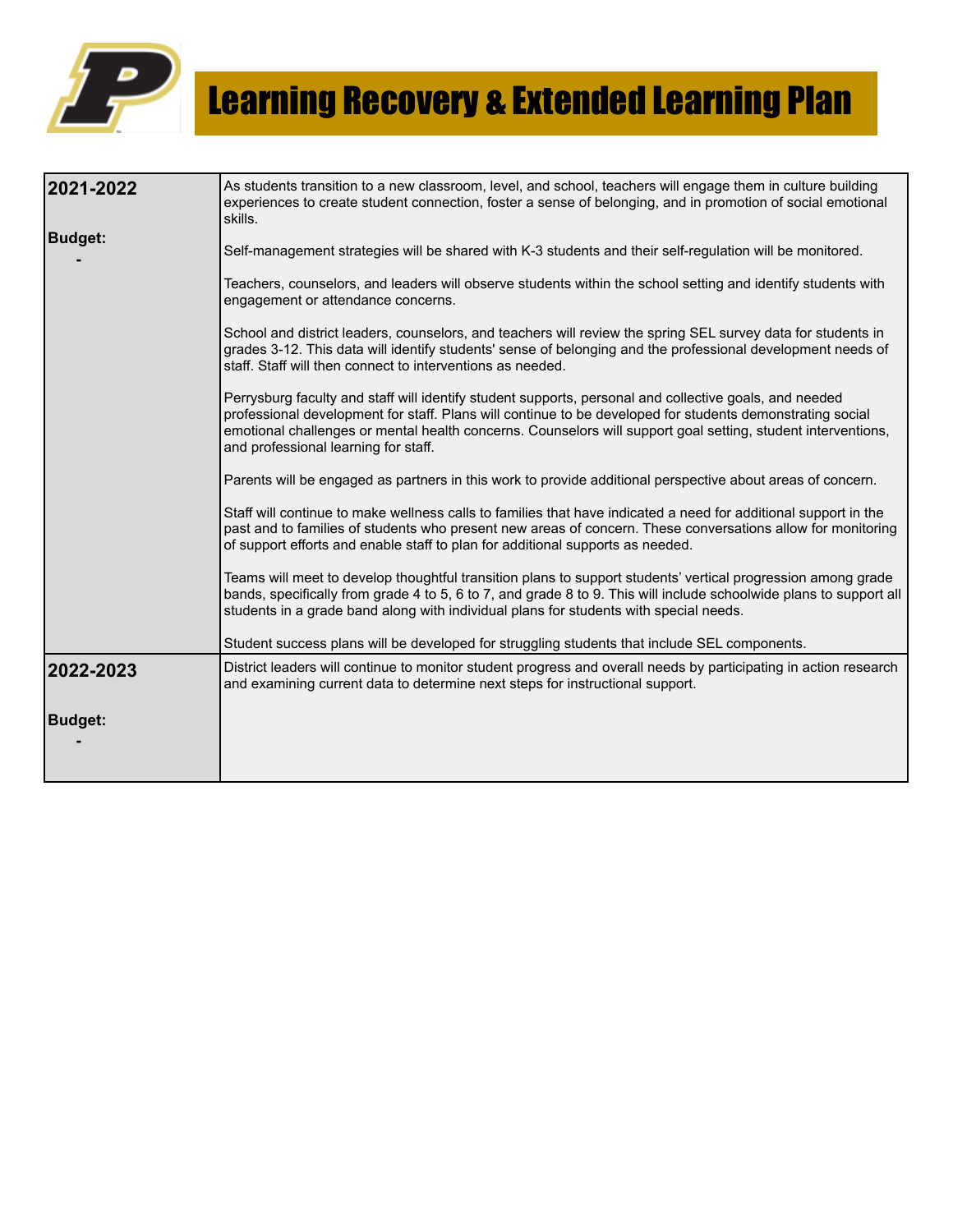# Learning Recovery & Extended Learning Plan

| | |
|---|---|
| **2021-2022**<br><br>**Budget:**<br>- | As students transition to a new classroom, level, and school, teachers will engage them in culture building experiences to create student connection, foster a sense of belonging, and in promotion of social emotional skills.<br><br>Self-management strategies will be shared with K-3 students and their self-regulation will be monitored.<br><br>Teachers, counselors, and leaders will observe students within the school setting and identify students with engagement or attendance concerns.<br><br>School and district leaders, counselors, and teachers will review the spring SEL survey data for students in grades 3-12. This data will identify students' sense of belonging and the professional development needs of staff. Staff will then connect to interventions as needed.<br><br>Perrysburg faculty and staff will identify student supports, personal and collective goals, and needed professional development for staff. Plans will continue to be developed for students demonstrating social emotional challenges or mental health concerns. Counselors will support goal setting, student interventions, and professional learning for staff.<br><br>Parents will be engaged as partners in this work to provide additional perspective about areas of concern.<br><br>Staff will continue to make wellness calls to families that have indicated a need for additional support in the past and to families of students who present new areas of concern. These conversations allow for monitoring of support efforts and enable staff to plan for additional supports as needed.<br><br>Teams will meet to develop thoughtful transition plans to support students' vertical progression among grade bands, specifically from grade 4 to 5, 6 to 7, and grade 8 to 9. This will include schoolwide plans to support all students in a grade band along with individual plans for students with special needs.<br><br>Student success plans will be developed for struggling students that include SEL components. |
| **2022-2023**<br><br>**Budget:**<br>- | District leaders will continue to monitor student progress and overall needs by participating in action research and examining current data to determine next steps for instructional support. |